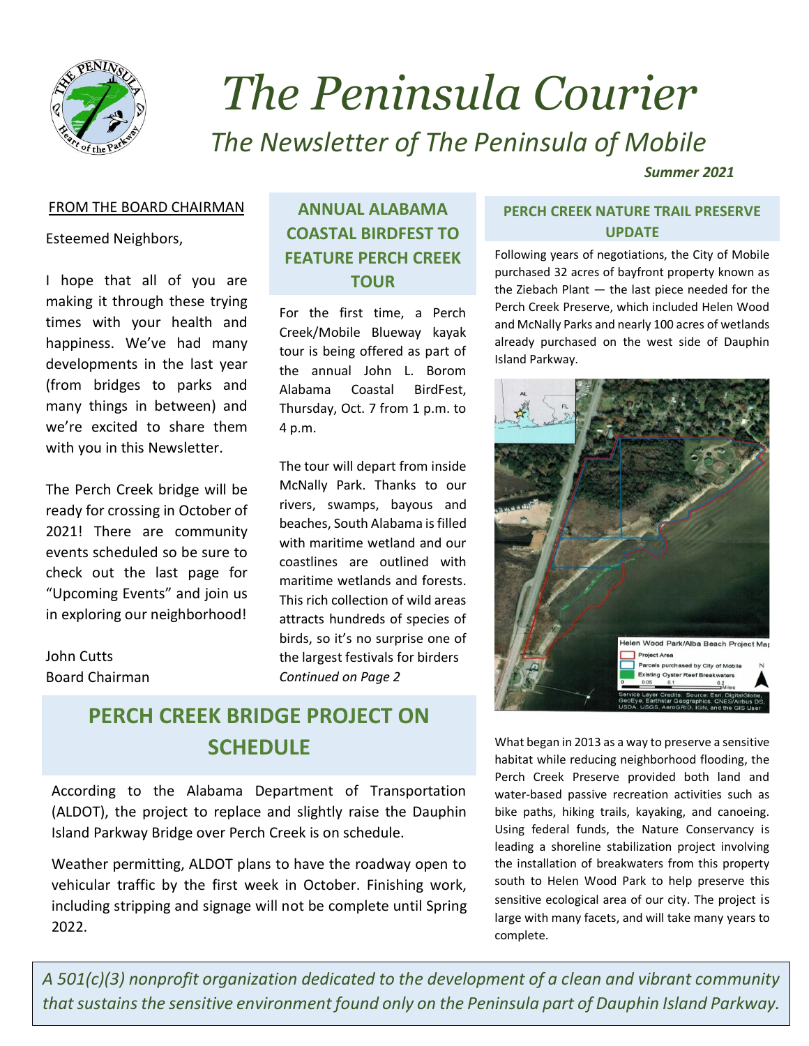# The Peninsula Courier

## The Newsletter of The Peninsula of Mobile

***Summer 2021***

### FROM THE BOARD CHAIRMAN

Esteemed Neighbors,

I hope that all of you are making it through these trying times with your health and happiness. We've had many developments in the last year (from bridges to parks and many things in between) and we're excited to share them with you in this Newsletter.

The Perch Creek bridge will be ready for crossing in October of 2021! There are community events scheduled so be sure to check out the last page for "Upcoming Events" and join us in exploring our neighborhood!

John Cutts
Board Chairman

## ANNUAL ALABAMA COASTAL BIRDFEST TO FEATURE PERCH CREEK TOUR

For the first time, a Perch Creek/Mobile Blueway kayak tour is being offered as part of the annual John L. Borom Alabama Coastal BirdFest, Thursday, Oct. 7 from 1 p.m. to 4 p.m.

The tour will depart from inside McNally Park. Thanks to our rivers, swamps, bayous and beaches, South Alabama is filled with maritime wetland and our coastlines are outlined with maritime wetlands and forests. This rich collection of wild areas attracts hundreds of species of birds, so it's no surprise one of the largest festivals for birders *Continued on Page 2*

## PERCH CREEK BRIDGE PROJECT ON SCHEDULE

According to the Alabama Department of Transportation (ALDOT), the project to replace and slightly raise the Dauphin Island Parkway Bridge over Perch Creek is on schedule.

Weather permitting, ALDOT plans to have the roadway open to vehicular traffic by the first week in October. Finishing work, including stripping and signage will not be complete until Spring 2022.

## PERCH CREEK NATURE TRAIL PRESERVE UPDATE

Following years of negotiations, the City of Mobile purchased 32 acres of bayfront property known as the Ziebach Plant — the last piece needed for the Perch Creek Preserve, which included Helen Wood and McNally Parks and nearly 100 acres of wetlands already purchased on the west side of Dauphin Island Parkway.

Helen Wood Park/Alba Beach Project Map

What began in 2013 as a way to preserve a sensitive habitat while reducing neighborhood flooding, the Perch Creek Preserve provided both land and water-based passive recreation activities such as bike paths, hiking trails, kayaking, and canoeing. Using federal funds, the Nature Conservancy is leading a shoreline stabilization project involving the installation of breakwaters from this property south to Helen Wood Park to help preserve this sensitive ecological area of our city. The project is large with many facets, and will take many years to complete.

*A 501(c)(3) nonprofit organization dedicated to the development of a clean and vibrant community that sustains the sensitive environment found only on the Peninsula part of Dauphin Island Parkway.*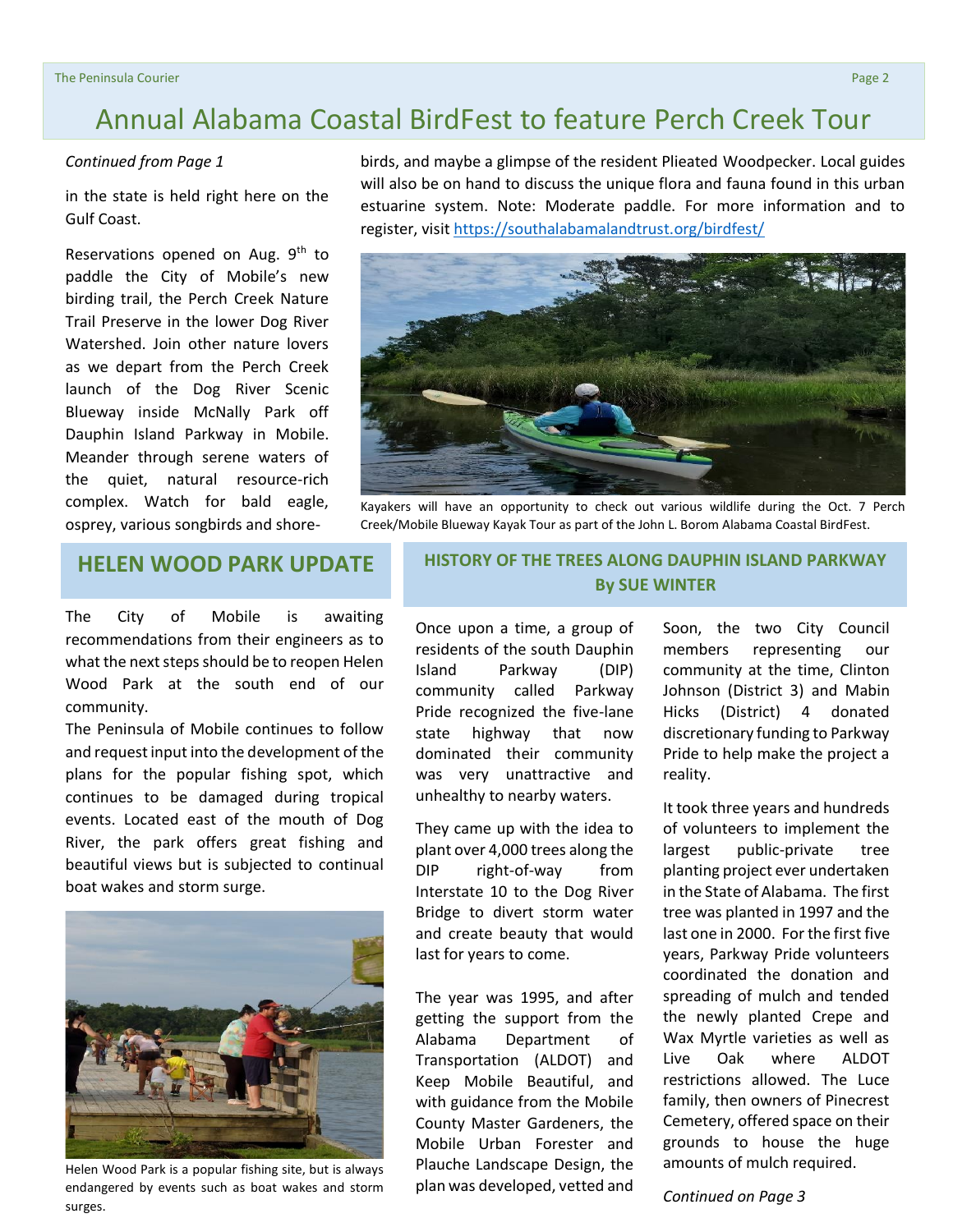# Annual Alabama Coastal BirdFest to feature Perch Creek Tour

*Continued from Page 1*

in the state is held right here on the Gulf Coast.

Reservations opened on Aug. 9th to paddle the City of Mobile's new birding trail, the Perch Creek Nature Trail Preserve in the lower Dog River Watershed. Join other nature lovers as we depart from the Perch Creek launch of the Dog River Scenic Blueway inside McNally Park off Dauphin Island Parkway in Mobile. Meander through serene waters of the quiet, natural resource-rich complex. Watch for bald eagle, osprey, various songbirds and shore-birds, and maybe a glimpse of the resident Plieated Woodpecker. Local guides will also be on hand to discuss the unique flora and fauna found in this urban estuarine system. Note: Moderate paddle. For more information and to register, visit https://southalabamalandtrust.org/birdfest/

Kayakers will have an opportunity to check out various wildlife during the Oct. 7 Perch Creek/Mobile Blueway Kayak Tour as part of the John L. Borom Alabama Coastal BirdFest.

## HELEN WOOD PARK UPDATE

The City of Mobile is awaiting recommendations from their engineers as to what the next steps should be to reopen Helen Wood Park at the south end of our community.

The Peninsula of Mobile continues to follow and request input into the development of the plans for the popular fishing spot, which continues to be damaged during tropical events. Located east of the mouth of Dog River, the park offers great fishing and beautiful views but is subjected to continual boat wakes and storm surge.

Helen Wood Park is a popular fishing site, but is always endangered by events such as boat wakes and storm surges.

## HISTORY OF THE TREES ALONG DAUPHIN ISLAND PARKWAY
### By SUE WINTER

Once upon a time, a group of residents of the south Dauphin Island Parkway (DIP) community called Parkway Pride recognized the five-lane state highway that now dominated their community was very unattractive and unhealthy to nearby waters.

They came up with the idea to plant over 4,000 trees along the DIP right-of-way from Interstate 10 to the Dog River Bridge to divert storm water and create beauty that would last for years to come.

The year was 1995, and after getting the support from the Alabama Department of Transportation (ALDOT) and Keep Mobile Beautiful, and with guidance from the Mobile County Master Gardeners, the Mobile Urban Forester and Plauche Landscape Design, the plan was developed, vetted and

Soon, the two City Council members representing our community at the time, Clinton Johnson (District 3) and Mabin Hicks (District) 4 donated discretionary funding to Parkway Pride to help make the project a reality.

It took three years and hundreds of volunteers to implement the largest public-private tree planting project ever undertaken in the State of Alabama. The first tree was planted in 1997 and the last one in 2000. For the first five years, Parkway Pride volunteers coordinated the donation and spreading of mulch and tended the newly planted Crepe and Wax Myrtle varieties as well as Live Oak where ALDOT restrictions allowed. The Luce family, then owners of Pinecrest Cemetery, offered space on their grounds to house the huge amounts of mulch required.

*Continued on Page 3*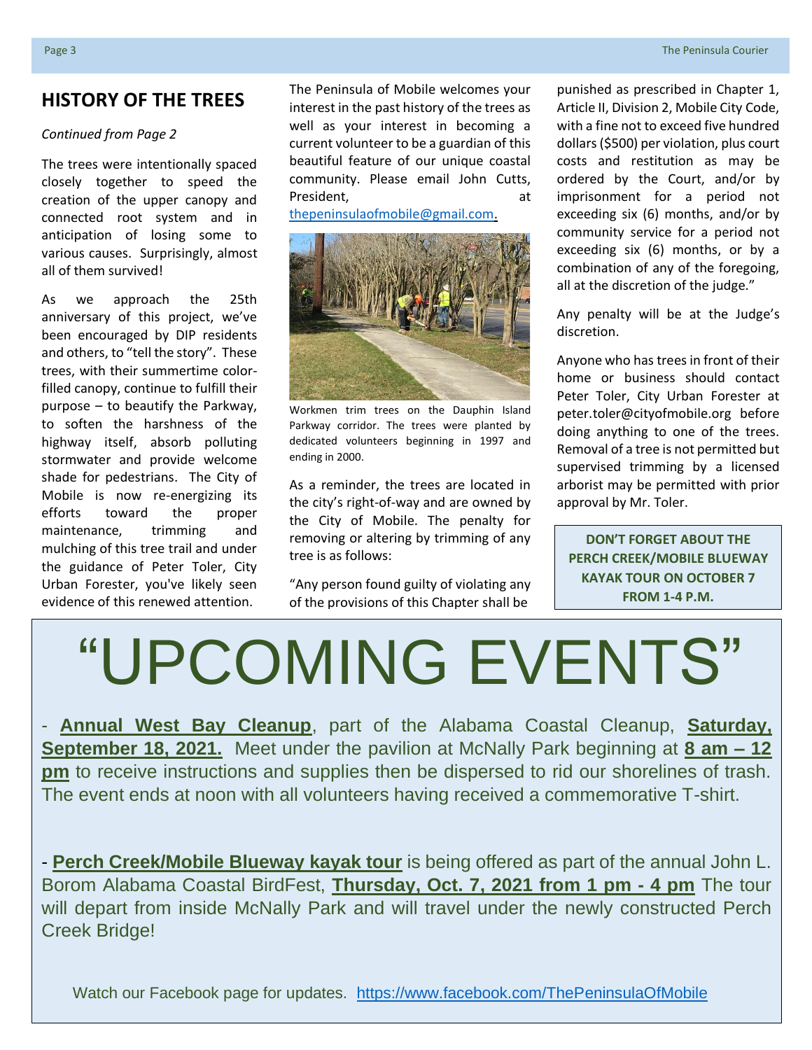## HISTORY OF THE TREES

*Continued from Page 2*

The trees were intentionally spaced closely together to speed the creation of the upper canopy and connected root system and in anticipation of losing some to various causes. Surprisingly, almost all of them survived!

As we approach the 25th anniversary of this project, we've been encouraged by DIP residents and others, to "tell the story". These trees, with their summertime color-filled canopy, continue to fulfill their purpose – to beautify the Parkway, to soften the harshness of the highway itself, absorb polluting stormwater and provide welcome shade for pedestrians. The City of Mobile is now re-energizing its efforts toward the proper maintenance, trimming and mulching of this tree trail and under the guidance of Peter Toler, City Urban Forester, you've likely seen evidence of this renewed attention.

The Peninsula of Mobile welcomes your interest in the past history of the trees as well as your interest in becoming a current volunteer to be a guardian of this beautiful feature of our unique coastal community. Please email John Cutts, President, at thepeninsulaofmobile@gmail.com.

Workmen trim trees on the Dauphin Island Parkway corridor. The trees were planted by dedicated volunteers beginning in 1997 and ending in 2000.

As a reminder, the trees are located in the city's right-of-way and are owned by the City of Mobile. The penalty for removing or altering by trimming of any tree is as follows:

"Any person found guilty of violating any of the provisions of this Chapter shall be punished as prescribed in Chapter 1, Article II, Division 2, Mobile City Code, with a fine not to exceed five hundred dollars ($500) per violation, plus court costs and restitution as may be ordered by the Court, and/or by imprisonment for a period not exceeding six (6) months, and/or by community service for a period not exceeding six (6) months, or by a combination of any of the foregoing, all at the discretion of the judge."

Any penalty will be at the Judge's discretion.

Anyone who has trees in front of their home or business should contact Peter Toler, City Urban Forester at peter.toler@cityofmobile.org before doing anything to one of the trees. Removal of a tree is not permitted but supervised trimming by a licensed arborist may be permitted with prior approval by Mr. Toler.

**DON'T FORGET ABOUT THE PERCH CREEK/MOBILE BLUEWAY KAYAK TOUR ON OCTOBER 7 FROM 1-4 P.M.**

# "UPCOMING EVENTS"

- **Annual West Bay Cleanup**, part of the Alabama Coastal Cleanup, **Saturday, September 18, 2021.** Meet under the pavilion at McNally Park beginning at **8 am – 12 pm** to receive instructions and supplies then be dispersed to rid our shorelines of trash. The event ends at noon with all volunteers having received a commemorative T-shirt.

- **Perch Creek/Mobile Blueway kayak tour** is being offered as part of the annual John L. Borom Alabama Coastal BirdFest, **Thursday, Oct. 7, 2021 from 1 pm - 4 pm** The tour will depart from inside McNally Park and will travel under the newly constructed Perch Creek Bridge!

Watch our Facebook page for updates. https://www.facebook.com/ThePeninsulaOfMobile